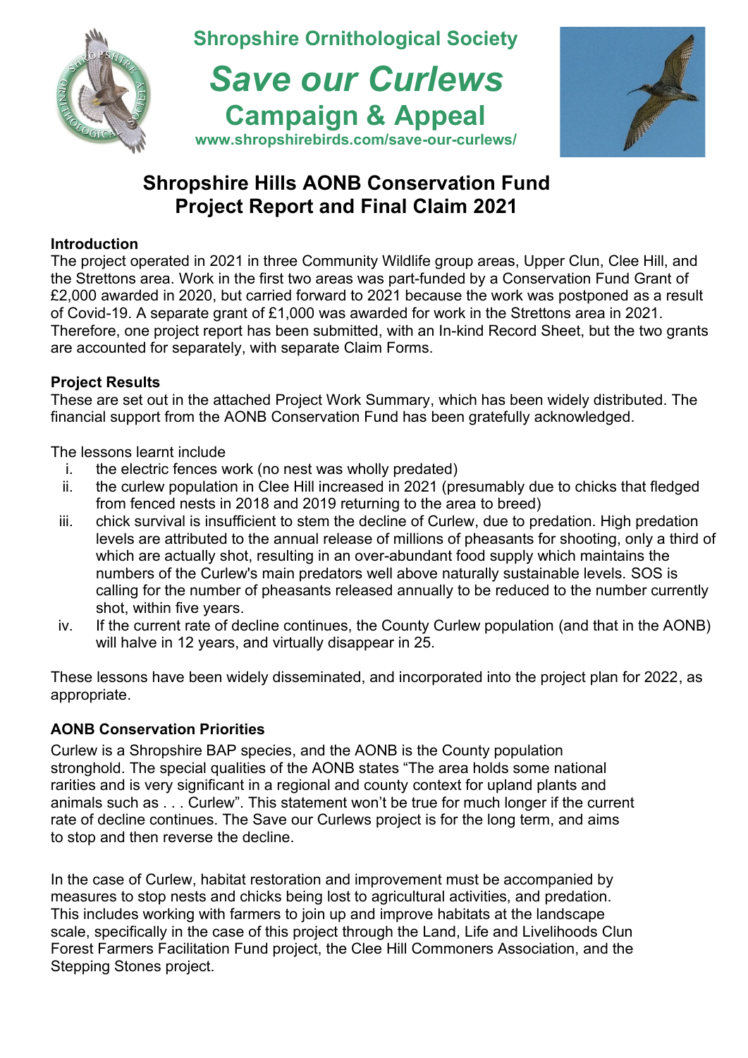**Shropshire Ornithological Society**

# *Save our Curlews*

## Campaign & Appeal

www.shropshirebirds.com/save-our-curlews/

## Shropshire Hills AONB Conservation Fund Project Report and Final Claim 2021

**Introduction**

The project operated in 2021 in three Community Wildlife group areas, Upper Clun, Clee Hill, and the Strettons area. Work in the first two areas was part-funded by a Conservation Fund Grant of £2,000 awarded in 2020, but carried forward to 2021 because the work was postponed as a result of Covid-19. A separate grant of £1,000 was awarded for work in the Strettons area in 2021. Therefore, one project report has been submitted, with an In-kind Record Sheet, but the two grants are accounted for separately, with separate Claim Forms.

**Project Results**

These are set out in the attached Project Work Summary, which has been widely distributed. The financial support from the AONB Conservation Fund has been gratefully acknowledged.

The lessons learnt include

i. the electric fences work (no nest was wholly predated)
ii. the curlew population in Clee Hill increased in 2021 (presumably due to chicks that fledged from fenced nests in 2018 and 2019 returning to the area to breed)
iii. chick survival is insufficient to stem the decline of Curlew, due to predation. High predation levels are attributed to the annual release of millions of pheasants for shooting, only a third of which are actually shot, resulting in an over-abundant food supply which maintains the numbers of the Curlew's main predators well above naturally sustainable levels. SOS is calling for the number of pheasants released annually to be reduced to the number currently shot, within five years.
iv. If the current rate of decline continues, the County Curlew population (and that in the AONB) will halve in 12 years, and virtually disappear in 25.

These lessons have been widely disseminated, and incorporated into the project plan for 2022, as appropriate.

**AONB Conservation Priorities**

Curlew is a Shropshire BAP species, and the AONB is the County population stronghold. The special qualities of the AONB states "The area holds some national rarities and is very significant in a regional and county context for upland plants and animals such as . . . Curlew". This statement won't be true for much longer if the current rate of decline continues. The Save our Curlews project is for the long term, and aims to stop and then reverse the decline.

In the case of Curlew, habitat restoration and improvement must be accompanied by measures to stop nests and chicks being lost to agricultural activities, and predation. This includes working with farmers to join up and improve habitats at the landscape scale, specifically in the case of this project through the Land, Life and Livelihoods Clun Forest Farmers Facilitation Fund project, the Clee Hill Commoners Association, and the Stepping Stones project.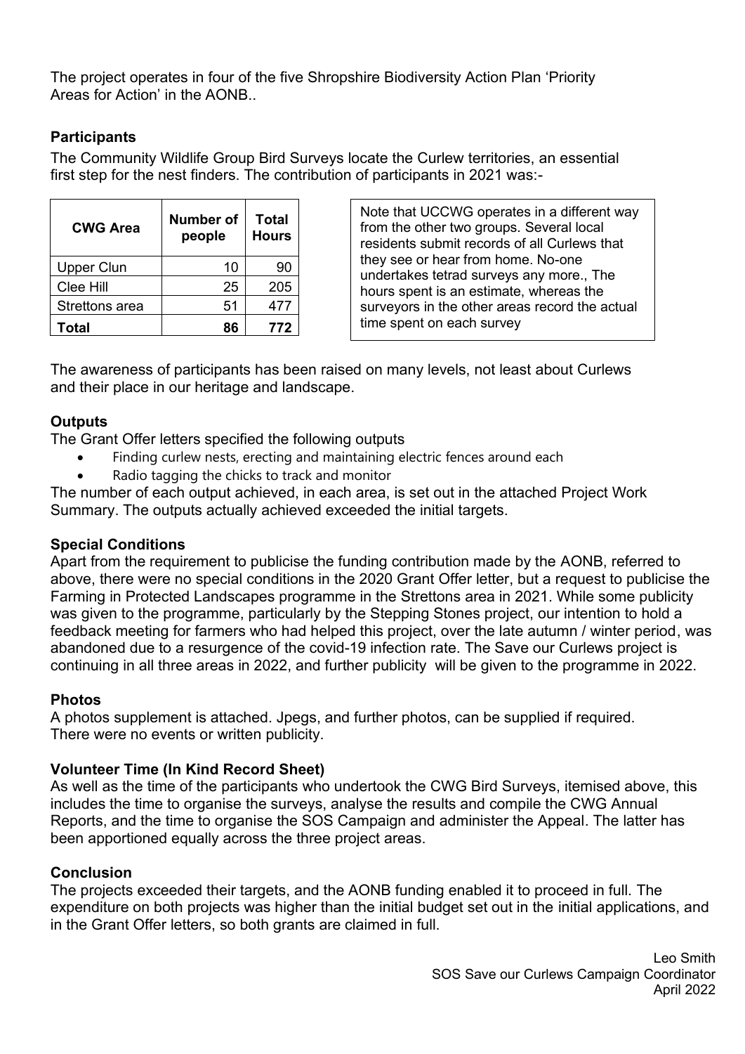The project operates in four of the five Shropshire Biodiversity Action Plan 'Priority Areas for Action' in the AONB..

**Participants**

The Community Wildlife Group Bird Surveys locate the Curlew territories, an essential first step for the nest finders. The contribution of participants in 2021 was:-

| CWG Area | Number of people | Total Hours |
|---|---|---|
| Upper Clun | 10 | 90 |
| Clee Hill | 25 | 205 |
| Strettons area | 51 | 477 |
| **Total** | **86** | **772** |

Note that UCCWG operates in a different way from the other two groups. Several local residents submit records of all Curlews that they see or hear from home. No-one undertakes tetrad surveys any more., The hours spent is an estimate, whereas the surveyors in the other areas record the actual time spent on each survey

The awareness of participants has been raised on many levels, not least about Curlews and their place in our heritage and landscape.

**Outputs**

The Grant Offer letters specified the following outputs

- Finding curlew nests, erecting and maintaining electric fences around each
- Radio tagging the chicks to track and monitor

The number of each output achieved, in each area, is set out in the attached Project Work Summary. The outputs actually achieved exceeded the initial targets.

**Special Conditions**

Apart from the requirement to publicise the funding contribution made by the AONB, referred to above, there were no special conditions in the 2020 Grant Offer letter, but a request to publicise the Farming in Protected Landscapes programme in the Strettons area in 2021. While some publicity was given to the programme, particularly by the Stepping Stones project, our intention to hold a feedback meeting for farmers who had helped this project, over the late autumn / winter period, was abandoned due to a resurgence of the covid-19 infection rate. The Save our Curlews project is continuing in all three areas in 2022, and further publicity will be given to the programme in 2022.

**Photos**

A photos supplement is attached. Jpegs, and further photos, can be supplied if required. There were no events or written publicity.

**Volunteer Time (In Kind Record Sheet)**

As well as the time of the participants who undertook the CWG Bird Surveys, itemised above, this includes the time to organise the surveys, analyse the results and compile the CWG Annual Reports, and the time to organise the SOS Campaign and administer the Appeal. The latter has been apportioned equally across the three project areas.

**Conclusion**

The projects exceeded their targets, and the AONB funding enabled it to proceed in full. The expenditure on both projects was higher than the initial budget set out in the initial applications, and in the Grant Offer letters, so both grants are claimed in full.

Leo Smith
SOS Save our Curlews Campaign Coordinator
April 2022